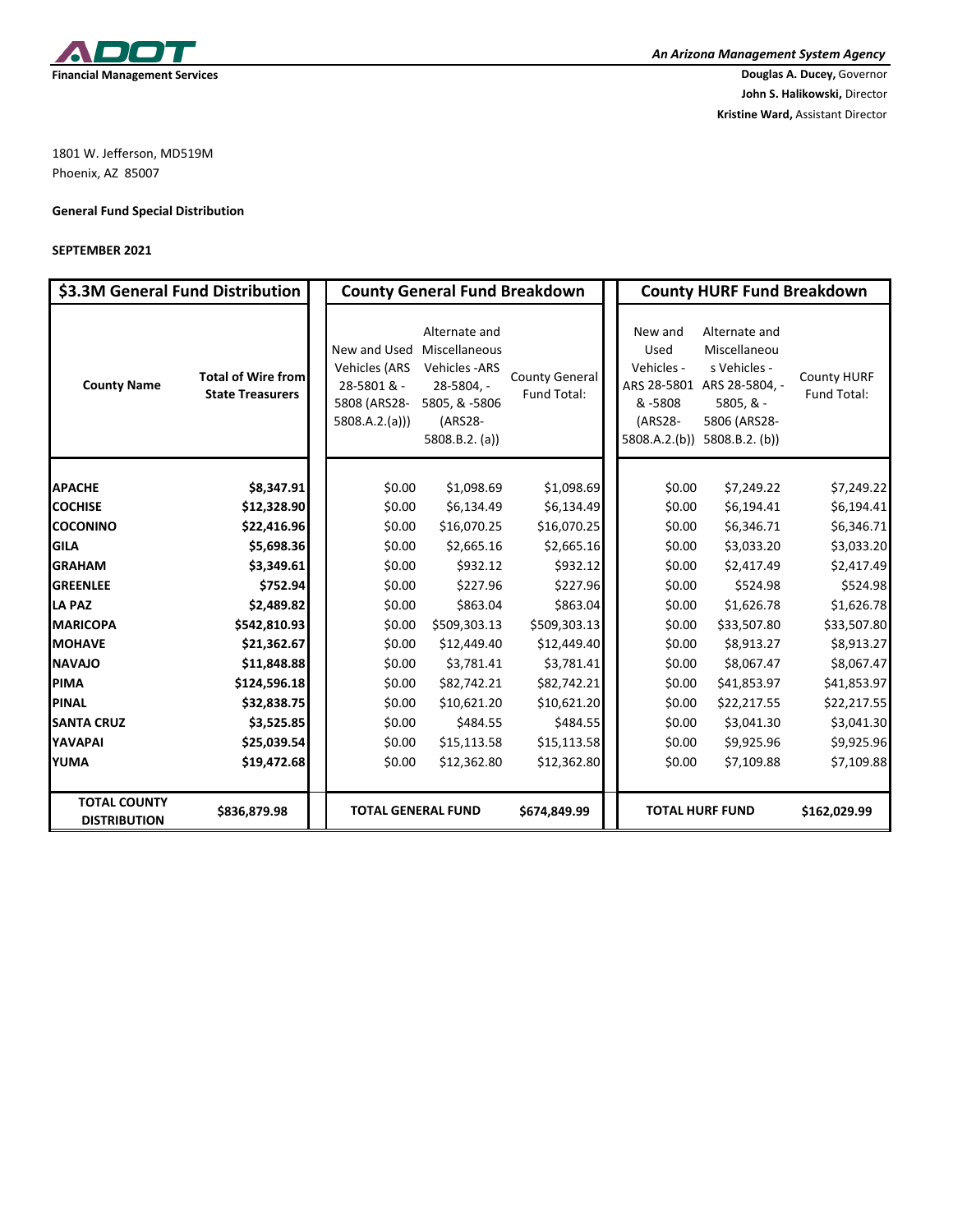ADOT

**Financial Management Services**

*An Arizona Management System Agency*

**Douglas A. Ducey,** Governor
**John S. Halikowski,** Director
**Kristine Ward,** Assistant Director

1801 W. Jefferson, MD519M
Phoenix, AZ 85007

**General Fund Special Distribution**

**SEPTEMBER 2021**

| $3.3M General Fund Distribution | | County General Fund Breakdown | | | County HURF Fund Breakdown | | |
|---|---|---|---|---|---|---|---|
| **County Name** | **Total of Wire from State Treasurers** | New and Used Vehicles (ARS 28-5801 & -5808 (ARS28-5808.A.2.(a))) | Alternate and Miscellaneous Vehicles -ARS 28-5804, -5805, & -5806 (ARS28-5808.B.2. (a)) | County General Fund Total: | New and Used Vehicles - ARS 28-5801 & -5808 (ARS28-5808.A.2.(b)) | Alternate and Miscellaneous Vehicles - ARS 28-5804, -5805, & -5806 (ARS28-5808.B.2. (b)) | County HURF Fund Total: |
| **APACHE** | **$8,347.91** | $0.00 | $1,098.69 | $1,098.69 | $0.00 | $7,249.22 | $7,249.22 |
| **COCHISE** | **$12,328.90** | $0.00 | $6,134.49 | $6,134.49 | $0.00 | $6,194.41 | $6,194.41 |
| **COCONINO** | **$22,416.96** | $0.00 | $16,070.25 | $16,070.25 | $0.00 | $6,346.71 | $6,346.71 |
| **GILA** | **$5,698.36** | $0.00 | $2,665.16 | $2,665.16 | $0.00 | $3,033.20 | $3,033.20 |
| **GRAHAM** | **$3,349.61** | $0.00 | $932.12 | $932.12 | $0.00 | $2,417.49 | $2,417.49 |
| **GREENLEE** | **$752.94** | $0.00 | $227.96 | $227.96 | $0.00 | $524.98 | $524.98 |
| **LA PAZ** | **$2,489.82** | $0.00 | $863.04 | $863.04 | $0.00 | $1,626.78 | $1,626.78 |
| **MARICOPA** | **$542,810.93** | $0.00 | $509,303.13 | $509,303.13 | $0.00 | $33,507.80 | $33,507.80 |
| **MOHAVE** | **$21,362.67** | $0.00 | $12,449.40 | $12,449.40 | $0.00 | $8,913.27 | $8,913.27 |
| **NAVAJO** | **$11,848.88** | $0.00 | $3,781.41 | $3,781.41 | $0.00 | $8,067.47 | $8,067.47 |
| **PIMA** | **$124,596.18** | $0.00 | $82,742.21 | $82,742.21 | $0.00 | $41,853.97 | $41,853.97 |
| **PINAL** | **$32,838.75** | $0.00 | $10,621.20 | $10,621.20 | $0.00 | $22,217.55 | $22,217.55 |
| **SANTA CRUZ** | **$3,525.85** | $0.00 | $484.55 | $484.55 | $0.00 | $3,041.30 | $3,041.30 |
| **YAVAPAI** | **$25,039.54** | $0.00 | $15,113.58 | $15,113.58 | $0.00 | $9,925.96 | $9,925.96 |
| **YUMA** | **$19,472.68** | $0.00 | $12,362.80 | $12,362.80 | $0.00 | $7,109.88 | $7,109.88 |
| **TOTAL COUNTY DISTRIBUTION** | **$836,879.98** | **TOTAL GENERAL FUND** | | **$674,849.99** | **TOTAL HURF FUND** | | **$162,029.99** |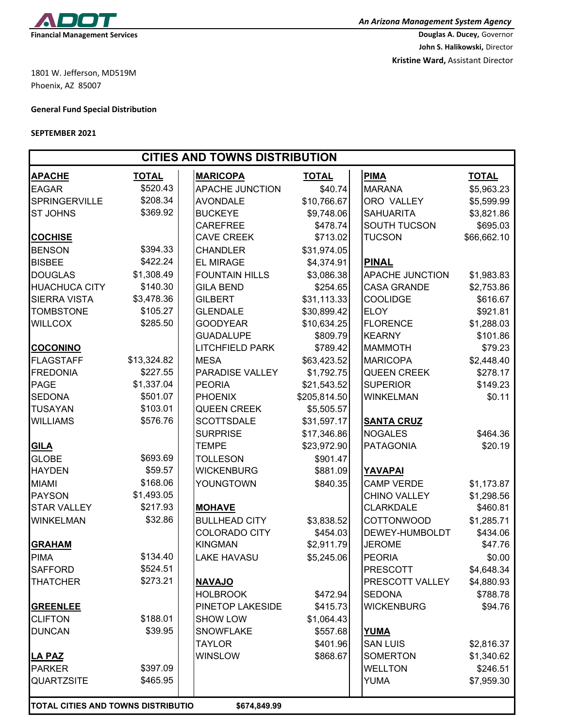ADOT

**Financial Management Services**

***An Arizona Management System Agency***

**Douglas A. Ducey,** Governor
**John S. Halikowski,** Director
**Kristine Ward,** Assistant Director

1801 W. Jefferson, MD519M
Phoenix, AZ 85007

**General Fund Special Distribution**

**SEPTEMBER 2021**

## CITIES AND TOWNS DISTRIBUTION

| **APACHE** | **TOTAL** | **MARICOPA** | **TOTAL** | **PIMA** | **TOTAL** |
|---|---|---|---|---|---|
| EAGAR | $520.43 | APACHE JUNCTION | $40.74 | MARANA | $5,963.23 |
| SPRINGERVILLE | $208.34 | AVONDALE | $10,766.67 | ORO VALLEY | $5,599.99 |
| ST JOHNS | $369.92 | BUCKEYE | $9,748.06 | SAHUARITA | $3,821.86 |
| | | CAREFREE | $478.74 | SOUTH TUCSON | $695.03 |
| **COCHISE** | | CAVE CREEK | $713.02 | TUCSON | $66,662.10 |
| BENSON | $394.33 | CHANDLER | $31,974.05 | | |
| BISBEE | $422.24 | EL MIRAGE | $4,374.91 | **PINAL** | |
| DOUGLAS | $1,308.49 | FOUNTAIN HILLS | $3,086.38 | APACHE JUNCTION | $1,983.83 |
| HUACHUCA CITY | $140.30 | GILA BEND | $254.65 | CASA GRANDE | $2,753.86 |
| SIERRA VISTA | $3,478.36 | GILBERT | $31,113.33 | COOLIDGE | $616.67 |
| TOMBSTONE | $105.27 | GLENDALE | $30,899.42 | ELOY | $921.81 |
| WILLCOX | $285.50 | GOODYEAR | $10,634.25 | FLORENCE | $1,288.03 |
| | | GUADALUPE | $809.79 | KEARNY | $101.86 |
| **COCONINO** | | LITCHFIELD PARK | $789.42 | MAMMOTH | $79.23 |
| FLAGSTAFF | $13,324.82 | MESA | $63,423.52 | MARICOPA | $2,448.40 |
| FREDONIA | $227.55 | PARADISE VALLEY | $1,792.75 | QUEEN CREEK | $278.17 |
| PAGE | $1,337.04 | PEORIA | $21,543.52 | SUPERIOR | $149.23 |
| SEDONA | $501.07 | PHOENIX | $205,814.50 | WINKELMAN | $0.11 |
| TUSAYAN | $103.01 | QUEEN CREEK | $5,505.57 | | |
| WILLIAMS | $576.76 | SCOTTSDALE | $31,597.17 | **SANTA CRUZ** | |
| | | SURPRISE | $17,346.86 | NOGALES | $464.36 |
| **GILA** | | TEMPE | $23,972.90 | PATAGONIA | $20.19 |
| GLOBE | $693.69 | TOLLESON | $901.47 | | |
| HAYDEN | $59.57 | WICKENBURG | $881.09 | **YAVAPAI** | |
| MIAMI | $168.06 | YOUNGTOWN | $840.35 | CAMP VERDE | $1,173.87 |
| PAYSON | $1,493.05 | | | CHINO VALLEY | $1,298.56 |
| STAR VALLEY | $217.93 | **MOHAVE** | | CLARKDALE | $460.81 |
| WINKELMAN | $32.86 | BULLHEAD CITY | $3,838.52 | COTTONWOOD | $1,285.71 |
| | | COLORADO CITY | $454.03 | DEWEY-HUMBOLDT | $434.06 |
| **GRAHAM** | | KINGMAN | $2,911.79 | JEROME | $47.76 |
| PIMA | $134.40 | LAKE HAVASU | $5,245.06 | PEORIA | $0.00 |
| SAFFORD | $524.51 | | | PRESCOTT | $4,648.34 |
| THATCHER | $273.21 | **NAVAJO** | | PRESCOTT VALLEY | $4,880.93 |
| | | HOLBROOK | $472.94 | SEDONA | $788.78 |
| **GREENLEE** | | PINETOP LAKESIDE | $415.73 | WICKENBURG | $94.76 |
| CLIFTON | $188.01 | SHOW LOW | $1,064.43 | | |
| DUNCAN | $39.95 | SNOWFLAKE | $557.68 | **YUMA** | |
| | | TAYLOR | $401.96 | SAN LUIS | $2,816.37 |
| **LA PAZ** | | WINSLOW | $868.67 | SOMERTON | $1,340.62 |
| PARKER | $397.09 | | | WELLTON | $246.51 |
| QUARTZSITE | $465.95 | | | YUMA | $7,959.30 |

**TOTAL CITIES AND TOWNS DISTRIBUTIO** **$674,849.99**